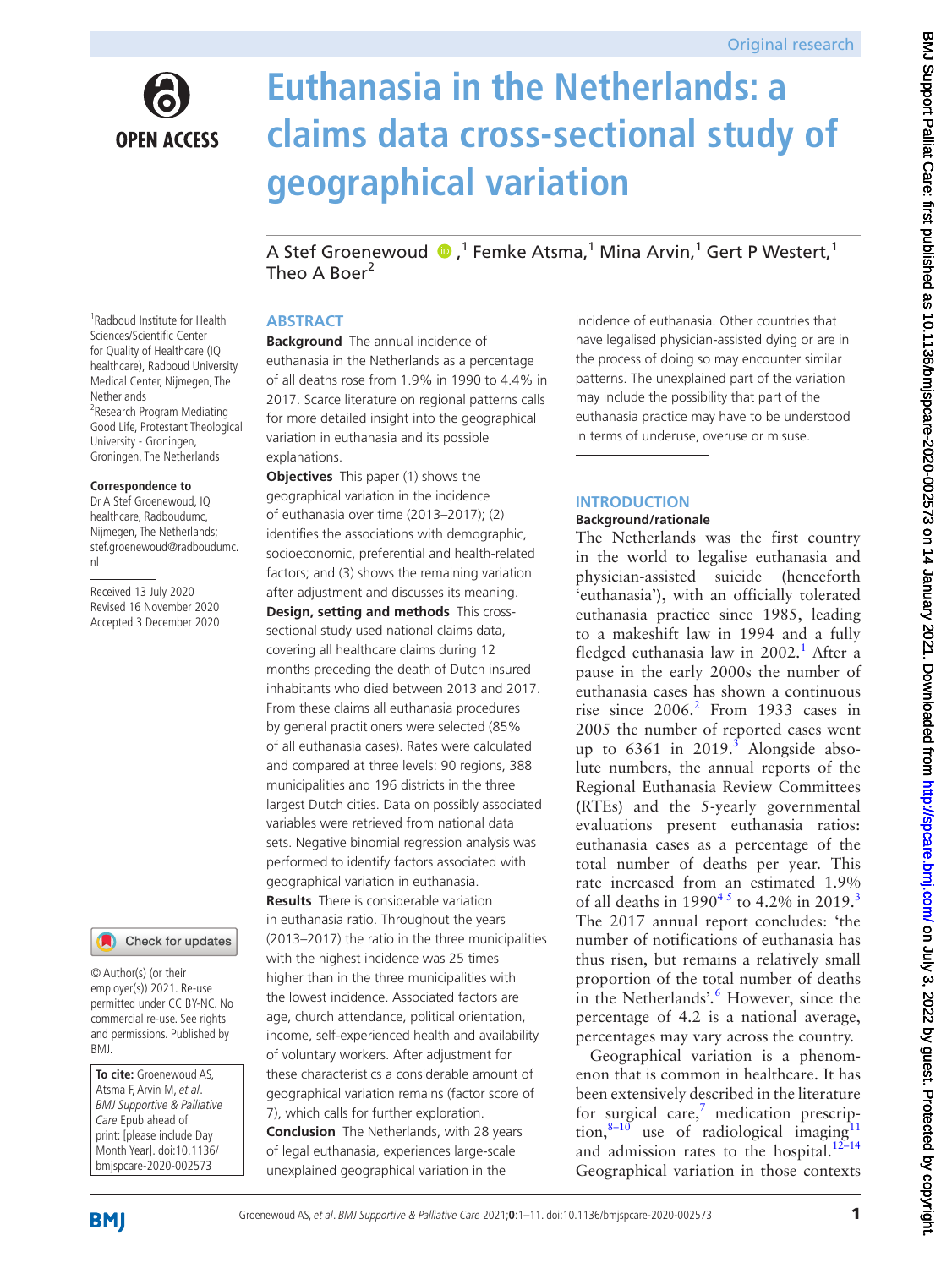Original research

# Euthanasia in the Netherlands: a claims data cross-sectional study of geographical variation

A Stef Groenewoud,[1] Femke Atsma,[1] Mina Arvin,[1] Gert P Westert,[1] Theo A Boer[2]

[1]Radboud Institute for Health Sciences/Scientific Center for Quality of Healthcare (IQ healthcare), Radboud University Medical Center, Nijmegen, The Netherlands
[2]Research Program Mediating Good Life, Protestant Theological University - Groningen, Groningen, The Netherlands

**Correspondence to**
Dr A Stef Groenewoud, IQ healthcare, Radboudumc, Nijmegen, The Netherlands; stef.groenewoud@radboudumc.nl

Received 13 July 2020
Revised 16 November 2020
Accepted 3 December 2020

© Author(s) (or their employer(s)) 2021. Re-use permitted under CC BY-NC. No commercial re-use. See rights and permissions. Published by BMJ.

**To cite:** Groenewoud AS, Atsma F, Arvin M, *et al*. *BMJ Supportive & Palliative Care* Epub ahead of print: [please include Day Month Year]. doi:10.1136/bmjspcare-2020-002573

## ABSTRACT

**Background** The annual incidence of euthanasia in the Netherlands as a percentage of all deaths rose from 1.9% in 1990 to 4.4% in 2017. Scarce literature on regional patterns calls for more detailed insight into the geographical variation in euthanasia and its possible explanations.

**Objectives** This paper (1) shows the geographical variation in the incidence of euthanasia over time (2013–2017); (2) identifies the associations with demographic, socioeconomic, preferential and health-related factors; and (3) shows the remaining variation after adjustment and discusses its meaning.

**Design, setting and methods** This cross-sectional study used national claims data, covering all healthcare claims during 12 months preceding the death of Dutch insured inhabitants who died between 2013 and 2017. From these claims all euthanasia procedures by general practitioners were selected (85% of all euthanasia cases). Rates were calculated and compared at three levels: 90 regions, 388 municipalities and 196 districts in the three largest Dutch cities. Data on possibly associated variables were retrieved from national data sets. Negative binomial regression analysis was performed to identify factors associated with geographical variation in euthanasia.

**Results** There is considerable variation in euthanasia ratio. Throughout the years (2013–2017) the ratio in the three municipalities with the highest incidence was 25 times higher than in the three municipalities with the lowest incidence. Associated factors are age, church attendance, political orientation, income, self-experienced health and availability of voluntary workers. After adjustment for these characteristics a considerable amount of geographical variation remains (factor score of 7), which calls for further exploration.

**Conclusion** The Netherlands, with 28 years of legal euthanasia, experiences large-scale unexplained geographical variation in the incidence of euthanasia. Other countries that have legalised physician-assisted dying or are in the process of doing so may encounter similar patterns. The unexplained part of the variation may include the possibility that part of the euthanasia practice may have to be understood in terms of underuse, overuse or misuse.

## INTRODUCTION

### Background/rationale

The Netherlands was the first country in the world to legalise euthanasia and physician-assisted suicide (henceforth 'euthanasia'), with an officially tolerated euthanasia practice since 1985, leading to a makeshift law in 1994 and a fully fledged euthanasia law in 2002.[1] After a pause in the early 2000s the number of euthanasia cases has shown a continuous rise since 2006.[2] From 1933 cases in 2005 the number of reported cases went up to 6361 in 2019.[3] Alongside absolute numbers, the annual reports of the Regional Euthanasia Review Committees (RTEs) and the 5-yearly governmental evaluations present euthanasia ratios: euthanasia cases as a percentage of the total number of deaths per year. This rate increased from an estimated 1.9% of all deaths in 1990[4,5] to 4.2% in 2019.[3] The 2017 annual report concludes: 'the number of notifications of euthanasia has thus risen, but remains a relatively small proportion of the total number of deaths in the Netherlands'.[6] However, since the percentage of 4.2 is a national average, percentages may vary across the country.

Geographical variation is a phenomenon that is common in healthcare. It has been extensively described in the literature for surgical care,[7] medication prescription,[8–10] use of radiological imaging[11] and admission rates to the hospital.[12–14] Geographical variation in those contexts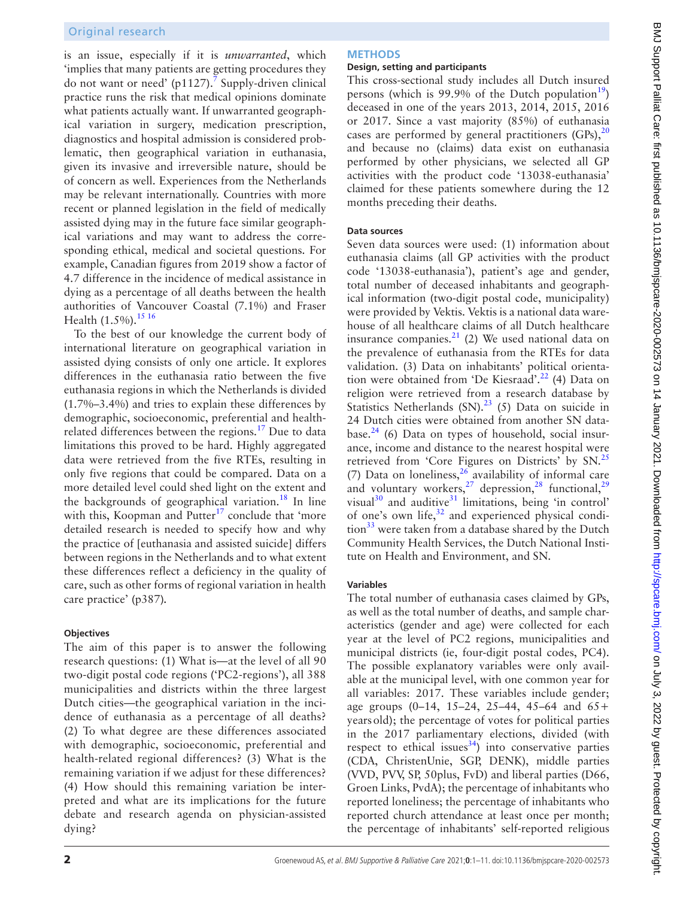is an issue, especially if it is *unwarranted*, which 'implies that many patients are getting procedures they do not want or need' (p1127).[7] Supply-driven clinical practice runs the risk that medical opinions dominate what patients actually want. If unwarranted geographical variation in surgery, medication prescription, diagnostics and hospital admission is considered problematic, then geographical variation in euthanasia, given its invasive and irreversible nature, should be of concern as well. Experiences from the Netherlands may be relevant internationally. Countries with more recent or planned legislation in the field of medically assisted dying may in the future face similar geographical variations and may want to address the corresponding ethical, medical and societal questions. For example, Canadian figures from 2019 show a factor of 4.7 difference in the incidence of medical assistance in dying as a percentage of all deaths between the health authorities of Vancouver Coastal (7.1%) and Fraser Health (1.5%).[15 16]

To the best of our knowledge the current body of international literature on geographical variation in assisted dying consists of only one article. It explores differences in the euthanasia ratio between the five euthanasia regions in which the Netherlands is divided (1.7%–3.4%) and tries to explain these differences by demographic, socioeconomic, preferential and health-related differences between the regions.[17] Due to data limitations this proved to be hard. Highly aggregated data were retrieved from the five RTEs, resulting in only five regions that could be compared. Data on a more detailed level could shed light on the extent and the backgrounds of geographical variation.[18] In line with this, Koopman and Putter[17] conclude that 'more detailed research is needed to specify how and why the practice of [euthanasia and assisted suicide] differs between regions in the Netherlands and to what extent these differences reflect a deficiency in the quality of care, such as other forms of regional variation in health care practice' (p387).

### Objectives

The aim of this paper is to answer the following research questions: (1) What is—at the level of all 90 two-digit postal code regions ('PC2-regions'), all 388 municipalities and districts within the three largest Dutch cities—the geographical variation in the incidence of euthanasia as a percentage of all deaths? (2) To what degree are these differences associated with demographic, socioeconomic, preferential and health-related regional differences? (3) What is the remaining variation if we adjust for these differences? (4) How should this remaining variation be interpreted and what are its implications for the future debate and research agenda on physician-assisted dying?

## METHODS

### Design, setting and participants

This cross-sectional study includes all Dutch insured persons (which is 99.9% of the Dutch population[19]) deceased in one of the years 2013, 2014, 2015, 2016 or 2017. Since a vast majority (85%) of euthanasia cases are performed by general practitioners (GPs),[20] and because no (claims) data exist on euthanasia performed by other physicians, we selected all GP activities with the product code '13038-euthanasia' claimed for these patients somewhere during the 12 months preceding their deaths.

### Data sources

Seven data sources were used: (1) information about euthanasia claims (all GP activities with the product code '13038-euthanasia'), patient's age and gender, total number of deceased inhabitants and geographical information (two-digit postal code, municipality) were provided by Vektis. Vektis is a national data warehouse of all healthcare claims of all Dutch healthcare insurance companies.[21] (2) We used national data on the prevalence of euthanasia from the RTEs for data validation. (3) Data on inhabitants' political orientation were obtained from 'De Kiesraad'.[22] (4) Data on religion were retrieved from a research database by Statistics Netherlands (SN).[23] (5) Data on suicide in 24 Dutch cities were obtained from another SN database.[24] (6) Data on types of household, social insurance, income and distance to the nearest hospital were retrieved from 'Core Figures on Districts' by SN.[25] (7) Data on loneliness,[26] availability of informal care and voluntary workers,[27] depression,[28] functional,[29] visual[30] and auditive[31] limitations, being 'in control' of one's own life,[32] and experienced physical condition[33] were taken from a database shared by the Dutch Community Health Services, the Dutch National Institute on Health and Environment, and SN.

### Variables

The total number of euthanasia cases claimed by GPs, as well as the total number of deaths, and sample characteristics (gender and age) were collected for each year at the level of PC2 regions, municipalities and municipal districts (ie, four-digit postal codes, PC4). The possible explanatory variables were only available at the municipal level, with one common year for all variables: 2017. These variables include gender; age groups (0–14, 15–24, 25–44, 45–64 and 65+ years old); the percentage of votes for political parties in the 2017 parliamentary elections, divided (with respect to ethical issues[34]) into conservative parties (CDA, ChristenUnie, SGP, DENK), middle parties (VVD, PVV, SP, 50plus, FvD) and liberal parties (D66, Groen Links, PvdA); the percentage of inhabitants who reported loneliness; the percentage of inhabitants who reported church attendance at least once per month; the percentage of inhabitants' self-reported religious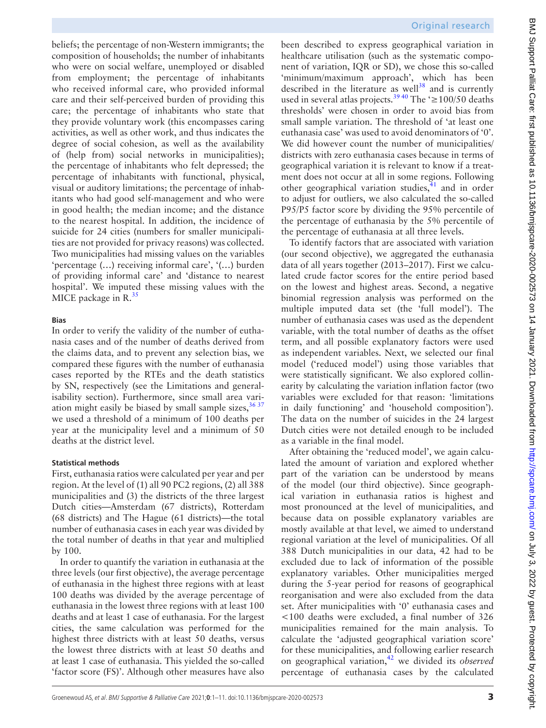beliefs; the percentage of non-Western immigrants; the composition of households; the number of inhabitants who were on social welfare, unemployed or disabled from employment; the percentage of inhabitants who received informal care, who provided informal care and their self-perceived burden of providing this care; the percentage of inhabitants who state that they provide voluntary work (this encompasses caring activities, as well as other work, and thus indicates the degree of social cohesion, as well as the availability of (help from) social networks in municipalities); the percentage of inhabitants who felt depressed; the percentage of inhabitants with functional, physical, visual or auditory limitations; the percentage of inhabitants who had good self-management and who were in good health; the median income; and the distance to the nearest hospital. In addition, the incidence of suicide for 24 cities (numbers for smaller municipalities are not provided for privacy reasons) was collected. Two municipalities had missing values on the variables 'percentage (…) receiving informal care', '(…) burden of providing informal care' and 'distance to nearest hospital'. We imputed these missing values with the MICE package in R.[35]

#### Bias

In order to verify the validity of the number of euthanasia cases and of the number of deaths derived from the claims data, and to prevent any selection bias, we compared these figures with the number of euthanasia cases reported by the RTEs and the death statistics by SN, respectively (see the Limitations and generalisability section). Furthermore, since small area variation might easily be biased by small sample sizes,[36 37] we used a threshold of a minimum of 100 deaths per year at the municipality level and a minimum of 50 deaths at the district level.

#### Statistical methods

First, euthanasia ratios were calculated per year and per region. At the level of (1) all 90 PC2 regions, (2) all 388 municipalities and (3) the districts of the three largest Dutch cities—Amsterdam (67 districts), Rotterdam (68 districts) and The Hague (61 districts)—the total number of euthanasia cases in each year was divided by the total number of deaths in that year and multiplied by 100.

In order to quantify the variation in euthanasia at the three levels (our first objective), the average percentage of euthanasia in the highest three regions with at least 100 deaths was divided by the average percentage of euthanasia in the lowest three regions with at least 100 deaths and at least 1 case of euthanasia. For the largest cities, the same calculation was performed for the highest three districts with at least 50 deaths, versus the lowest three districts with at least 50 deaths and at least 1 case of euthanasia. This yielded the so-called 'factor score (FS)'. Although other measures have also been described to express geographical variation in healthcare utilisation (such as the systematic component of variation, IQR or SD), we chose this so-called 'minimum/maximum approach', which has been described in the literature as well[38] and is currently used in several atlas projects.[39 40] The '≥100/50 deaths thresholds' were chosen in order to avoid bias from small sample variation. The threshold of 'at least one euthanasia case' was used to avoid denominators of '0'. We did however count the number of municipalities/districts with zero euthanasia cases because in terms of geographical variation it is relevant to know if a treatment does not occur at all in some regions. Following other geographical variation studies,[41] and in order to adjust for outliers, we also calculated the so-called P95/P5 factor score by dividing the 95% percentile of the percentage of euthanasia by the 5% percentile of the percentage of euthanasia at all three levels.

To identify factors that are associated with variation (our second objective), we aggregated the euthanasia data of all years together (2013–2017). First we calculated crude factor scores for the entire period based on the lowest and highest areas. Second, a negative binomial regression analysis was performed on the multiple imputed data set (the 'full model'). The number of euthanasia cases was used as the dependent variable, with the total number of deaths as the offset term, and all possible explanatory factors were used as independent variables. Next, we selected our final model ('reduced model') using those variables that were statistically significant. We also explored collinearity by calculating the variation inflation factor (two variables were excluded for that reason: 'limitations in daily functioning' and 'household composition'). The data on the number of suicides in the 24 largest Dutch cities were not detailed enough to be included as a variable in the final model.

After obtaining the 'reduced model', we again calculated the amount of variation and explored whether part of the variation can be understood by means of the model (our third objective). Since geographical variation in euthanasia ratios is highest and most pronounced at the level of municipalities, and because data on possible explanatory variables are mostly available at that level, we aimed to understand regional variation at the level of municipalities. Of all 388 Dutch municipalities in our data, 42 had to be excluded due to lack of information of the possible explanatory variables. Other municipalities merged during the 5-year period for reasons of geographical reorganisation and were also excluded from the data set. After municipalities with '0' euthanasia cases and <100 deaths were excluded, a final number of 326 municipalities remained for the main analysis. To calculate the 'adjusted geographical variation score' for these municipalities, and following earlier research on geographical variation,[42] we divided its *observed* percentage of euthanasia cases by the calculated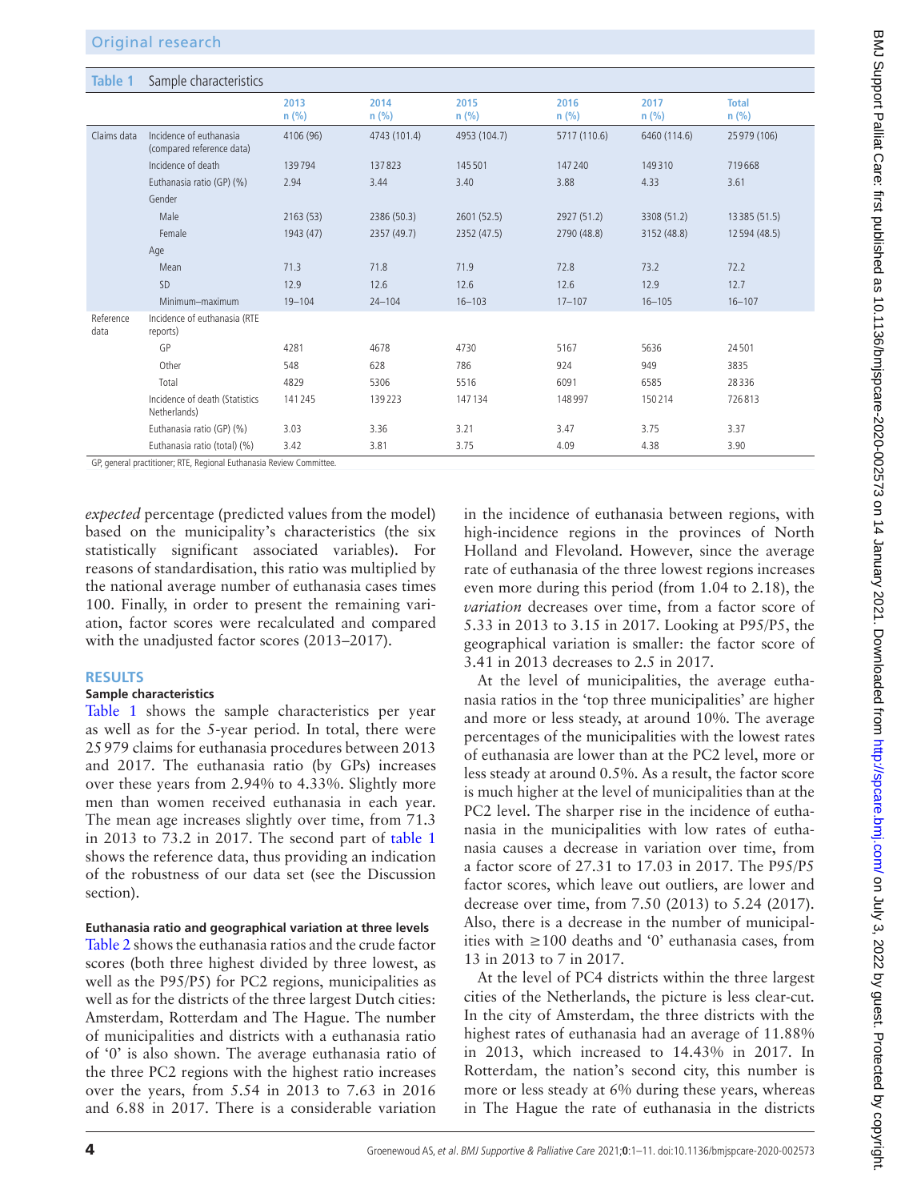**Table 1** Sample characteristics

| | | 2013 n (%) | 2014 n (%) | 2015 n (%) | 2016 n (%) | 2017 n (%) | Total n (%) |
|---|---|---|---|---|---|---|---|
| Claims data | Incidence of euthanasia (compared reference data) | 4106 (96) | 4743 (101.4) | 4953 (104.7) | 5717 (110.6) | 6460 (114.6) | 25 979 (106) |
| | Incidence of death | 139 794 | 137 823 | 145 501 | 147 240 | 149 310 | 719 668 |
| | Euthanasia ratio (GP) (%) | 2.94 | 3.44 | 3.40 | 3.88 | 4.33 | 3.61 |
| | Gender | | | | | | |
| | Male | 2163 (53) | 2386 (50.3) | 2601 (52.5) | 2927 (51.2) | 3308 (51.2) | 13 385 (51.5) |
| | Female | 1943 (47) | 2357 (49.7) | 2352 (47.5) | 2790 (48.8) | 3152 (48.8) | 12 594 (48.5) |
| | Age | | | | | | |
| | Mean | 71.3 | 71.8 | 71.9 | 72.8 | 73.2 | 72.2 |
| | SD | 12.9 | 12.6 | 12.6 | 12.6 | 12.9 | 12.7 |
| | Minimum–maximum | 19–104 | 24–104 | 16–103 | 17–107 | 16–105 | 16–107 |
| Reference data | Incidence of euthanasia (RTE reports) | | | | | | |
| | GP | 4281 | 4678 | 4730 | 5167 | 5636 | 24 501 |
| | Other | 548 | 628 | 786 | 924 | 949 | 3835 |
| | Total | 4829 | 5306 | 5516 | 6091 | 6585 | 28 336 |
| | Incidence of death (Statistics Netherlands) | 141 245 | 139 223 | 147 134 | 148 997 | 150 214 | 726 813 |
| | Euthanasia ratio (GP) (%) | 3.03 | 3.36 | 3.21 | 3.47 | 3.75 | 3.37 |
| | Euthanasia ratio (total) (%) | 3.42 | 3.81 | 3.75 | 4.09 | 4.38 | 3.90 |

GP, general practitioner; RTE, Regional Euthanasia Review Committee.

*expected* percentage (predicted values from the model) based on the municipality's characteristics (the six statistically significant associated variables). For reasons of standardisation, this ratio was multiplied by the national average number of euthanasia cases times 100. Finally, in order to present the remaining variation, factor scores were recalculated and compared with the unadjusted factor scores (2013–2017).

## RESULTS

### Sample characteristics

Table 1 shows the sample characteristics per year as well as for the 5-year period. In total, there were 25 979 claims for euthanasia procedures between 2013 and 2017. The euthanasia ratio (by GPs) increases over these years from 2.94% to 4.33%. Slightly more men than women received euthanasia in each year. The mean age increases slightly over time, from 71.3 in 2013 to 73.2 in 2017. The second part of table 1 shows the reference data, thus providing an indication of the robustness of our data set (see the Discussion section).

### Euthanasia ratio and geographical variation at three levels

Table 2 shows the euthanasia ratios and the crude factor scores (both three highest divided by three lowest, as well as the P95/P5) for PC2 regions, municipalities as well as for the districts of the three largest Dutch cities: Amsterdam, Rotterdam and The Hague. The number of municipalities and districts with a euthanasia ratio of '0' is also shown. The average euthanasia ratio of the three PC2 regions with the highest ratio increases over the years, from 5.54 in 2013 to 7.63 in 2016 and 6.88 in 2017. There is a considerable variation in the incidence of euthanasia between regions, with high-incidence regions in the provinces of North Holland and Flevoland. However, since the average rate of euthanasia of the three lowest regions increases even more during this period (from 1.04 to 2.18), the *variation* decreases over time, from a factor score of 5.33 in 2013 to 3.15 in 2017. Looking at P95/P5, the geographical variation is smaller: the factor score of 3.41 in 2013 decreases to 2.5 in 2017.

At the level of municipalities, the average euthanasia ratios in the 'top three municipalities' are higher and more or less steady, at around 10%. The average percentages of the municipalities with the lowest rates of euthanasia are lower than at the PC2 level, more or less steady at around 0.5%. As a result, the factor score is much higher at the level of municipalities than at the PC2 level. The sharper rise in the incidence of euthanasia in the municipalities with low rates of euthanasia causes a decrease in variation over time, from a factor score of 27.31 to 17.03 in 2017. The P95/P5 factor scores, which leave out outliers, are lower and decrease over time, from 7.50 (2013) to 5.24 (2017). Also, there is a decrease in the number of municipalities with ≥100 deaths and '0' euthanasia cases, from 13 in 2013 to 7 in 2017.

At the level of PC4 districts within the three largest cities of the Netherlands, the picture is less clear-cut. In the city of Amsterdam, the three districts with the highest rates of euthanasia had an average of 11.88% in 2013, which increased to 14.43% in 2017. In Rotterdam, the nation's second city, this number is more or less steady at 6% during these years, whereas in The Hague the rate of euthanasia in the districts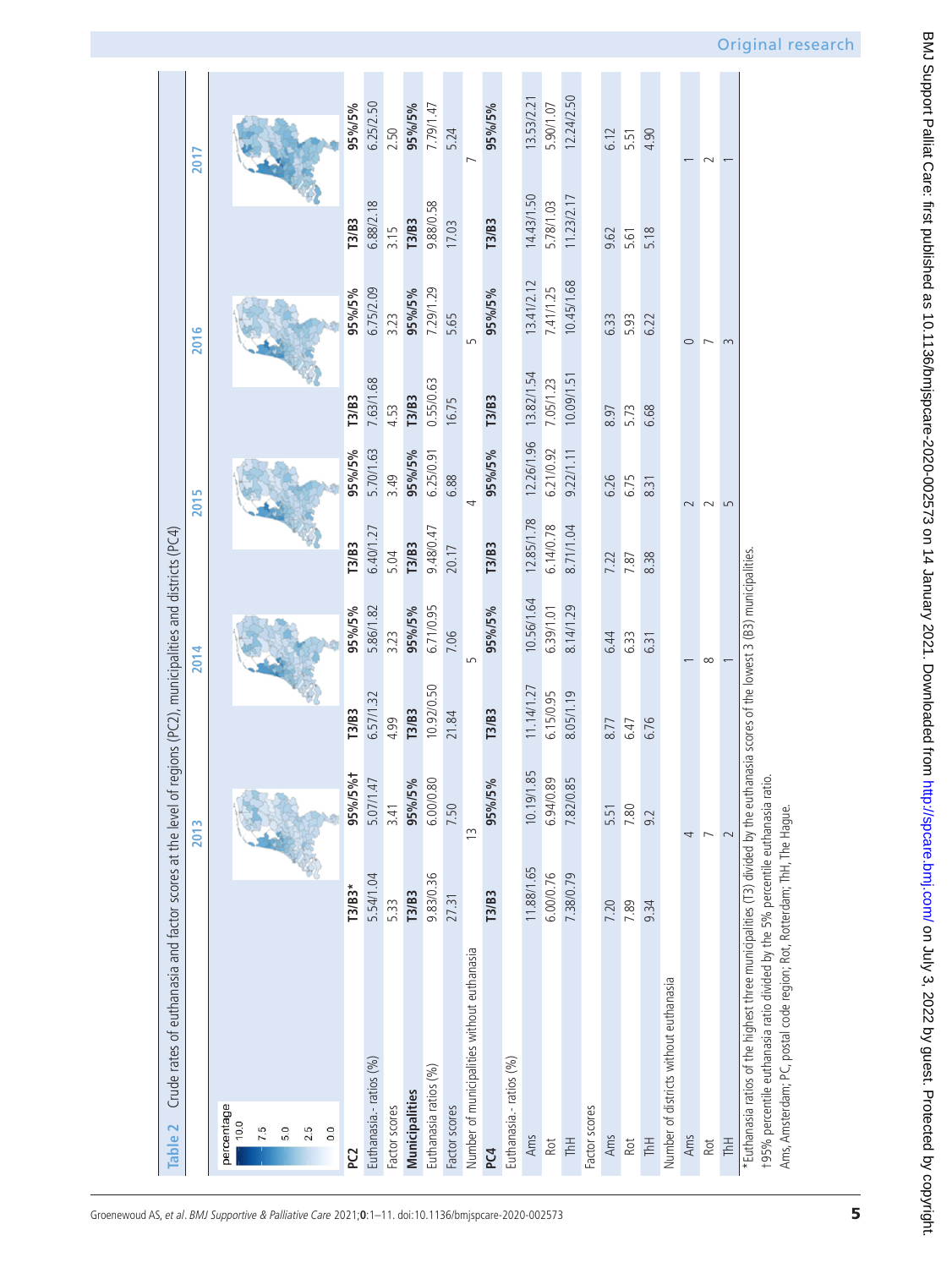**Table 2** Crude rates of euthanasia and factor scores at the level of regions (PC2), municipalities and districts (PC4)

| | 2013 | | 2014 | | 2015 | | 2016 | | 2017 | |
|---|---|---|---|---|---|---|---|---|---|---|
| **PC2** | T3/B3* | 95%/5%† | T3/B3 | 95%/5% | T3/B3 | 95%/5% | T3/B3 | 95%/5% | T3/B3 | 95%/5% |
| Euthanasia- ratios (%) | 5.54/1.04 | 5.07/1.47 | 6.57/1.32 | 5.86/1.82 | 6.40/1.27 | 5.70/1.63 | 7.63/1.68 | 6.75/2.09 | 6.88/2.18 | 6.25/2.50 |
| Factor scores | 5.33 | 3.41 | 4.99 | 3.23 | 5.04 | 3.49 | 4.53 | 3.23 | 3.15 | 2.50 |
| **Municipalities** | T3/B3 | 95%/5% | T3/B3 | 95%/5% | T3/B3 | 95%/5% | T3/B3 | 95%/5% | T3/B3 | 95%/5% |
| Euthanasia ratios (%) | 9.83/0.36 | 6.00/0.80 | 10.92/0.50 | 6.71/0.95 | 9.48/0.47 | 6.25/0.91 | 0.55/0.63 | 7.29/1.29 | 9.88/0.58 | 7.79/1.47 |
| Factor scores | 27.31 | 7.50 | 21.84 | 7.06 | 20.17 | 6.88 | 16.75 | 5.65 | 17.03 | 5.24 |
| Number of municipalities without euthanasia | 13 | | 5 | | 4 | | 5 | | 7 | |
| **PC4** | T3/B3 | 95%/5% | T3/B3 | 95%/5% | T3/B3 | 95%/5% | T3/B3 | 95%/5% | T3/B3 | 95%/5% |
| Euthanasia- ratios (%) | | | | | | | | | | |
| Ams | 11.88/1.65 | 10.19/1.85 | 11.14/1.27 | 10.56/1.64 | 12.85/1.78 | 12.26/1.96 | 13.82/1.54 | 13.41/2.12 | 14.43/1.50 | 13.53/2.21 |
| Rot | 6.00/0.76 | 6.94/0.89 | 6.15/0.95 | 6.39/1.01 | 6.14/0.78 | 6.21/0.92 | 7.05/1.23 | 7.41/1.25 | 5.78/1.03 | 5.90/1.07 |
| ThH | 7.38/0.79 | 7.82/0.85 | 8.05/1.19 | 8.14/1.29 | 8.71/1.04 | 9.22/1.11 | 10.09/1.51 | 10.45/1.68 | 11.23/2.17 | 12.24/2.50 |
| Factor scores | | | | | | | | | | |
| Ams | 7.20 | 5.51 | 8.77 | 6.44 | 7.22 | 6.26 | 8.97 | 6.33 | 9.62 | 6.12 |
| Rot | 7.89 | 7.80 | 6.47 | 6.33 | 7.87 | 6.75 | 5.73 | 5.93 | 5.61 | 5.51 |
| ThH | 9.34 | 9.2 | 6.76 | 6.31 | 8.38 | 8.31 | 6.68 | 6.22 | 5.18 | 4.90 |
| Number of districts without euthanasia | | | | | | | | | | |
| Ams | 4 | | 1 | | 2 | | 0 | | 1 | |
| Rot | 7 | | 8 | | 2 | | 7 | | 2 | |
| ThH | 2 | | 1 | | 5 | | 3 | | 1 | |

*Euthanasia ratios of the highest three municipalities (T3) divided by the euthanasia scores of the lowest 3 (B3) municipalities.
†95% percentile euthanasia ratio divided by the 5% percentile euthanasia ratio.
Ams, Amsterdam; PC, postal code region; Rot, Rotterdam; ThH, The Hague.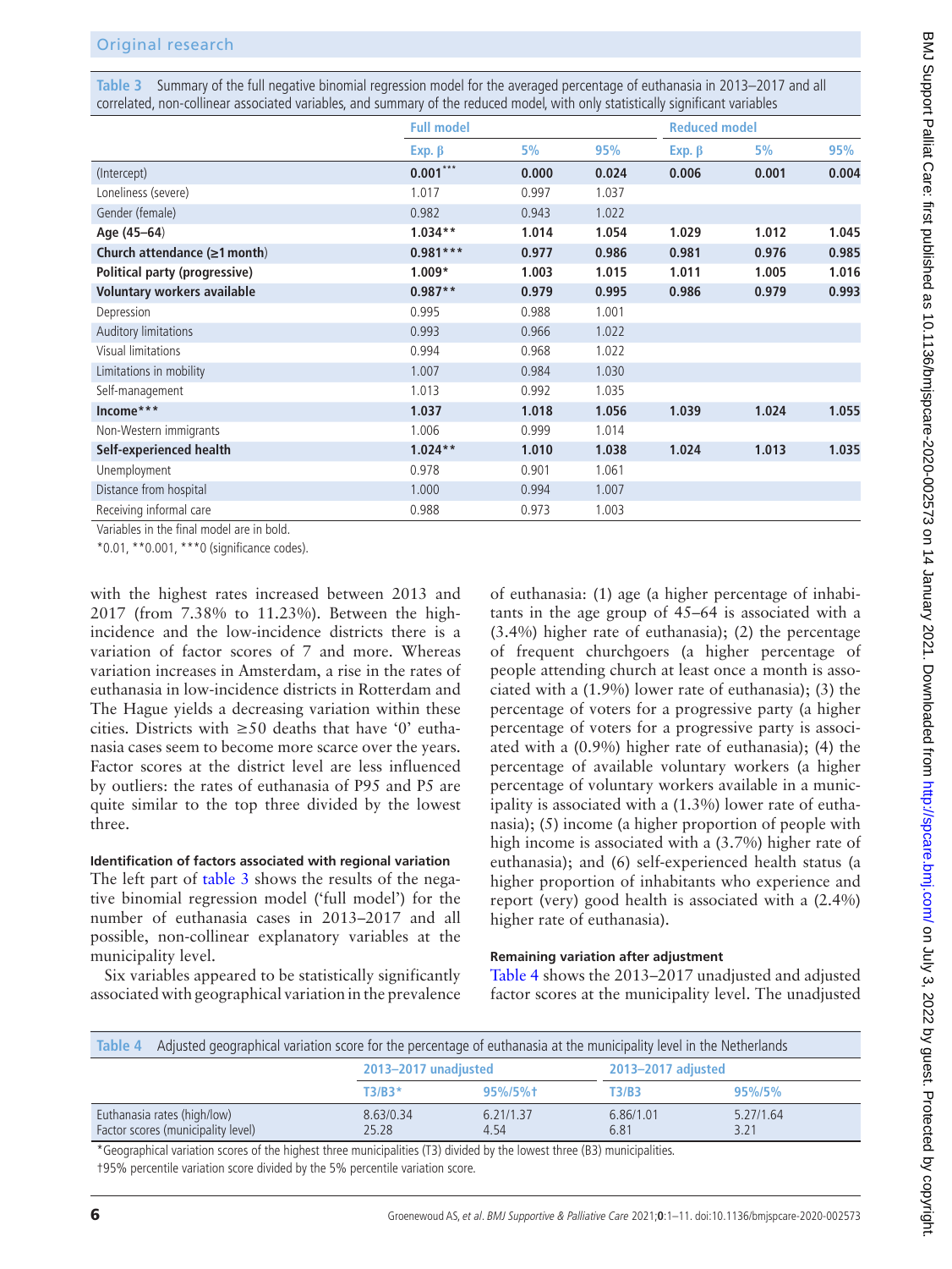**Table 3** Summary of the full negative binomial regression model for the averaged percentage of euthanasia in 2013–2017 and all correlated, non-collinear associated variables, and summary of the reduced model, with only statistically significant variables

| | Full model | | | Reduced model | | |
|---|---|---|---|---|---|---|
| | Exp. β | 5% | 95% | Exp. β | 5% | 95% |
| (Intercept) | **0.001*****| **0.000** | **0.024** | **0.006** | **0.001** | **0.004** |
| Loneliness (severe) | 1.017 | 0.997 | 1.037 | | | |
| Gender (female) | 0.982 | 0.943 | 1.022 | | | |
| **Age (45–64)** | **1.034**** | **1.014** | **1.054** | **1.029** | **1.012** | **1.045** |
| **Church attendance (≥1 month)** | **0.981***** | **0.977** | **0.986** | **0.981** | **0.976** | **0.985** |
| **Political party (progressive)** | **1.009*** | **1.003** | **1.015** | **1.011** | **1.005** | **1.016** |
| **Voluntary workers available** | **0.987**** | **0.979** | **0.995** | **0.986** | **0.979** | **0.993** |
| Depression | 0.995 | 0.988 | 1.001 | | | |
| Auditory limitations | 0.993 | 0.966 | 1.022 | | | |
| Visual limitations | 0.994 | 0.968 | 1.022 | | | |
| Limitations in mobility | 1.007 | 0.984 | 1.030 | | | |
| Self-management | 1.013 | 0.992 | 1.035 | | | |
| **Income***** | **1.037** | **1.018** | **1.056** | **1.039** | **1.024** | **1.055** |
| Non-Western immigrants | 1.006 | 0.999 | 1.014 | | | |
| **Self-experienced health** | **1.024**** | **1.010** | **1.038** | **1.024** | **1.013** | **1.035** |
| Unemployment | 0.978 | 0.901 | 1.061 | | | |
| Distance from hospital | 1.000 | 0.994 | 1.007 | | | |
| Receiving informal care | 0.988 | 0.973 | 1.003 | | | |

Variables in the final model are in bold.

*0.01, **0.001, ***0 (significance codes).

with the highest rates increased between 2013 and 2017 (from 7.38% to 11.23%). Between the high-incidence and the low-incidence districts there is a variation of factor scores of 7 and more. Whereas variation increases in Amsterdam, a rise in the rates of euthanasia in low-incidence districts in Rotterdam and The Hague yields a decreasing variation within these cities. Districts with ≥50 deaths that have '0' euthanasia cases seem to become more scarce over the years. Factor scores at the district level are less influenced by outliers: the rates of euthanasia of P95 and P5 are quite similar to the top three divided by the lowest three.

#### Identification of factors associated with regional variation

The left part of table 3 shows the results of the negative binomial regression model ('full model') for the number of euthanasia cases in 2013–2017 and all possible, non-collinear explanatory variables at the municipality level.

Six variables appeared to be statistically significantly associated with geographical variation in the prevalence of euthanasia: (1) age (a higher percentage of inhabitants in the age group of 45–64 is associated with a (3.4%) higher rate of euthanasia); (2) the percentage of frequent churchgoers (a higher percentage of people attending church at least once a month is associated with a (1.9%) lower rate of euthanasia); (3) the percentage of voters for a progressive party (a higher percentage of voters for a progressive party is associated with a (0.9%) higher rate of euthanasia); (4) the percentage of available voluntary workers (a higher percentage of voluntary workers available in a municipality is associated with a (1.3%) lower rate of euthanasia); (5) income (a higher proportion of people with high income is associated with a (3.7%) higher rate of euthanasia); and (6) self-experienced health status (a higher proportion of inhabitants who experience and report (very) good health is associated with a (2.4%) higher rate of euthanasia).

#### Remaining variation after adjustment

Table 4 shows the 2013–2017 unadjusted and adjusted factor scores at the municipality level. The unadjusted

**Table 4** Adjusted geographical variation score for the percentage of euthanasia at the municipality level in the Netherlands

| | 2013–2017 unadjusted | | 2013–2017 adjusted | |
|---|---|---|---|---|
| | T3/B3* | 95%/5%† | T3/B3 | 95%/5% |
| Euthanasia rates (high/low) | 8.63/0.34 | 6.21/1.37 | 6.86/1.01 | 5.27/1.64 |
| Factor scores (municipality level) | 25.28 | 4.54 | 6.81 | 3.21 |

*Geographical variation scores of the highest three municipalities (T3) divided by the lowest three (B3) municipalities.

†95% percentile variation score divided by the 5% percentile variation score.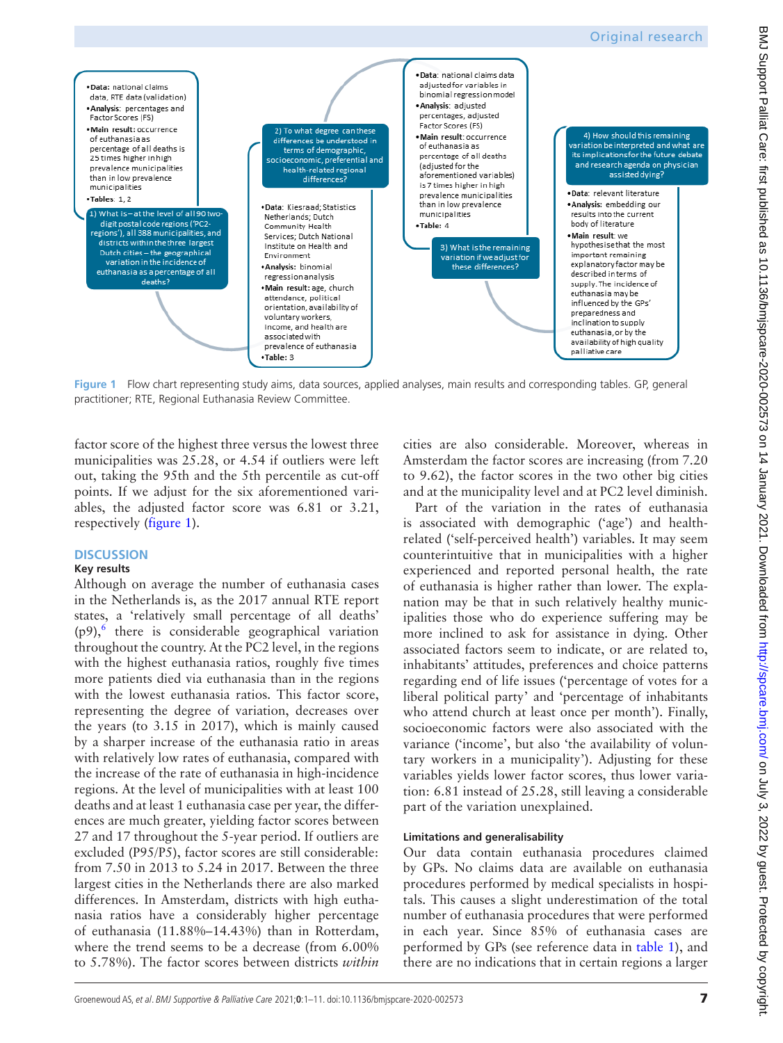**1) What is – at the level of all 90 two-digit postal code regions ('PC2-regions'), all 388 municipalities, and districts within the three largest Dutch cities – the geographical variation in the incidence of euthanasia as a percentage of all deaths?**

- **Data**: national claims data, RTE data (validation)
- **Analysis**: percentages and Factor Scores (FS)
- **Main result**: occurrence of euthanasia as percentage of all deaths is 25 times higher in high prevalence municipalities than in low prevalence municipalities
- **Tables**: 1, 2

**2) To what degree can these differences be understood in terms of demographic, socioeconomic, preferential and health-related regional differences?**

- **Data**: Kiesraad; Statistics Netherlands; Dutch Community Health Services; Dutch National Institute on Health and Environment
- **Analysis**: binomial regression analysis
- **Main result**: age, church attendance, political orientation, availability of voluntary workers, income, and health are associated with prevalence of euthanasia
- **Table**: 3

**3) What is the remaining variation if we adjust for these differences?**

- **Data**: national claims data adjusted for variables in binomial regression model
- **Analysis**: adjusted percentages, adjusted Factor Scores (FS)
- **Main result**: occurrence of euthanasia as percentage of all deaths (adjusted for the aforementioned variables) is 7 times higher in high prevalence municipalities than in low prevalence municipalities
- **Table**: 4

**4) How should this remaining variation be interpreted and what are its implications for the future debate and research agenda on physician assisted dying?**

- **Data**: relevant literature
- **Analysis**: embedding our results into the current body of literature
- **Main result**: we hypothesise that the most important remaining explanatory factor may be described in terms of supply. The incidence of euthanasia may be influenced by the GPs' preparedness and inclination to supply euthanasia, or by the availability of high quality palliative care

Figure 1 Flow chart representing study aims, data sources, applied analyses, main results and corresponding tables. GP, general practitioner; RTE, Regional Euthanasia Review Committee.

factor score of the highest three versus the lowest three municipalities was 25.28, or 4.54 if outliers were left out, taking the 95th and the 5th percentile as cut-off points. If we adjust for the six aforementioned variables, the adjusted factor score was 6.81 or 3.21, respectively (figure 1).

## DISCUSSION

### Key results

Although on average the number of euthanasia cases in the Netherlands is, as the 2017 annual RTE report states, a 'relatively small percentage of all deaths' (p9),[6] there is considerable geographical variation throughout the country. At the PC2 level, in the regions with the highest euthanasia ratios, roughly five times more patients died via euthanasia than in the regions with the lowest euthanasia ratios. This factor score, representing the degree of variation, decreases over the years (to 3.15 in 2017), which is mainly caused by a sharper increase of the euthanasia ratio in areas with relatively low rates of euthanasia, compared with the increase of the rate of euthanasia in high-incidence regions. At the level of municipalities with at least 100 deaths and at least 1 euthanasia case per year, the differences are much greater, yielding factor scores between 27 and 17 throughout the 5-year period. If outliers are excluded (P95/P5), factor scores are still considerable: from 7.50 in 2013 to 5.24 in 2017. Between the three largest cities in the Netherlands there are also marked differences. In Amsterdam, districts with high euthanasia ratios have a considerably higher percentage of euthanasia (11.88%–14.43%) than in Rotterdam, where the trend seems to be a decrease (from 6.00% to 5.78%). The factor scores between districts *within* cities are also considerable. Moreover, whereas in Amsterdam the factor scores are increasing (from 7.20 to 9.62), the factor scores in the two other big cities and at the municipality level and at PC2 level diminish.

Part of the variation in the rates of euthanasia is associated with demographic ('age') and health-related ('self-perceived health') variables. It may seem counterintuitive that in municipalities with a higher experienced and reported personal health, the rate of euthanasia is higher rather than lower. The explanation may be that in such relatively healthy municipalities those who do experience suffering may be more inclined to ask for assistance in dying. Other associated factors seem to indicate, or are related to, inhabitants' attitudes, preferences and choice patterns regarding end of life issues ('percentage of votes for a liberal political party' and 'percentage of inhabitants who attend church at least once per month'). Finally, socioeconomic factors were also associated with the variance ('income', but also 'the availability of voluntary workers in a municipality'). Adjusting for these variables yields lower factor scores, thus lower variation: 6.81 instead of 25.28, still leaving a considerable part of the variation unexplained.

### Limitations and generalisability

Our data contain euthanasia procedures claimed by GPs. No claims data are available on euthanasia procedures performed by medical specialists in hospitals. This causes a slight underestimation of the total number of euthanasia procedures that were performed in each year. Since 85% of euthanasia cases are performed by GPs (see reference data in table 1), and there are no indications that in certain regions a larger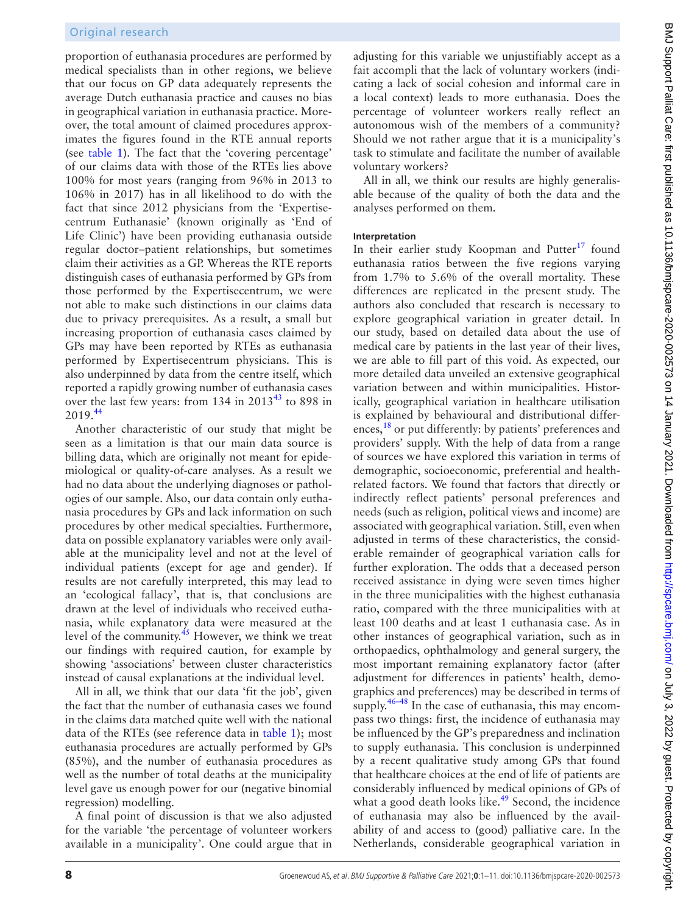proportion of euthanasia procedures are performed by medical specialists than in other regions, we believe that our focus on GP data adequately represents the average Dutch euthanasia practice and causes no bias in geographical variation in euthanasia practice. Moreover, the total amount of claimed procedures approximates the figures found in the RTE annual reports (see table 1). The fact that the 'covering percentage' of our claims data with those of the RTEs lies above 100% for most years (ranging from 96% in 2013 to 106% in 2017) has in all likelihood to do with the fact that since 2012 physicians from the 'Expertisecentrum Euthanasie' (known originally as 'End of Life Clinic') have been providing euthanasia outside regular doctor–patient relationships, but sometimes claim their activities as a GP. Whereas the RTE reports distinguish cases of euthanasia performed by GPs from those performed by the Expertisecentrum, we were not able to make such distinctions in our claims data due to privacy prerequisites. As a result, a small but increasing proportion of euthanasia cases claimed by GPs may have been reported by RTEs as euthanasia performed by Expertisecentrum physicians. This is also underpinned by data from the centre itself, which reported a rapidly growing number of euthanasia cases over the last few years: from 134 in 2013[43] to 898 in 2019.[44]

Another characteristic of our study that might be seen as a limitation is that our main data source is billing data, which are originally not meant for epidemiological or quality-of-care analyses. As a result we had no data about the underlying diagnoses or pathologies of our sample. Also, our data contain only euthanasia procedures by GPs and lack information on such procedures by other medical specialties. Furthermore, data on possible explanatory variables were only available at the municipality level and not at the level of individual patients (except for age and gender). If results are not carefully interpreted, this may lead to an 'ecological fallacy', that is, that conclusions are drawn at the level of individuals who received euthanasia, while explanatory data were measured at the level of the community.[45] However, we think we treat our findings with required caution, for example by showing 'associations' between cluster characteristics instead of causal explanations at the individual level.

All in all, we think that our data 'fit the job', given the fact that the number of euthanasia cases we found in the claims data matched quite well with the national data of the RTEs (see reference data in table 1); most euthanasia procedures are actually performed by GPs (85%), and the number of euthanasia procedures as well as the number of total deaths at the municipality level gave us enough power for our (negative binomial regression) modelling.

A final point of discussion is that we also adjusted for the variable 'the percentage of volunteer workers available in a municipality'. One could argue that in adjusting for this variable we unjustifiably accept as a fait accompli that the lack of voluntary workers (indicating a lack of social cohesion and informal care in a local context) leads to more euthanasia. Does the percentage of volunteer workers really reflect an autonomous wish of the members of a community? Should we not rather argue that it is a municipality's task to stimulate and facilitate the number of available voluntary workers?

All in all, we think our results are highly generalisable because of the quality of both the data and the analyses performed on them.

#### Interpretation

In their earlier study Koopman and Putter[17] found euthanasia ratios between the five regions varying from 1.7% to 5.6% of the overall mortality. These differences are replicated in the present study. The authors also concluded that research is necessary to explore geographical variation in greater detail. In our study, based on detailed data about the use of medical care by patients in the last year of their lives, we are able to fill part of this void. As expected, our more detailed data unveiled an extensive geographical variation between and within municipalities. Historically, geographical variation in healthcare utilisation is explained by behavioural and distributional differences,[18] or put differently: by patients' preferences and providers' supply. With the help of data from a range of sources we have explored this variation in terms of demographic, socioeconomic, preferential and health-related factors. We found that factors that directly or indirectly reflect patients' personal preferences and needs (such as religion, political views and income) are associated with geographical variation. Still, even when adjusted in terms of these characteristics, the considerable remainder of geographical variation calls for further exploration. The odds that a deceased person received assistance in dying were seven times higher in the three municipalities with the highest euthanasia ratio, compared with the three municipalities with at least 100 deaths and at least 1 euthanasia case. As in other instances of geographical variation, such as in orthopaedics, ophthalmology and general surgery, the most important remaining explanatory factor (after adjustment for differences in patients' health, demographics and preferences) may be described in terms of supply.[46–48] In the case of euthanasia, this may encompass two things: first, the incidence of euthanasia may be influenced by the GP's preparedness and inclination to supply euthanasia. This conclusion is underpinned by a recent qualitative study among GPs that found that healthcare choices at the end of life of patients are considerably influenced by medical opinions of GPs of what a good death looks like.[49] Second, the incidence of euthanasia may also be influenced by the availability of and access to (good) palliative care. In the Netherlands, considerable geographical variation in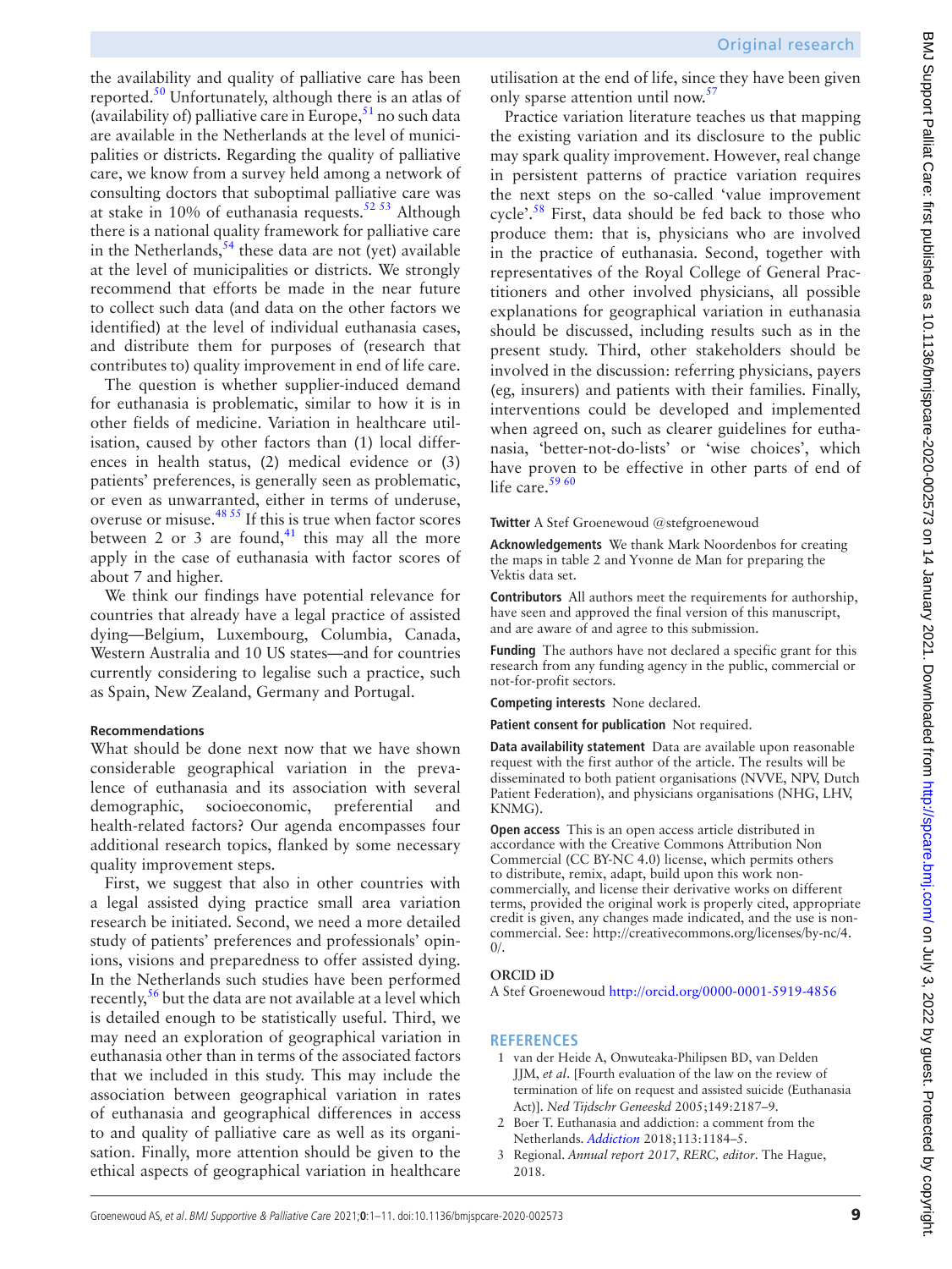the availability and quality of palliative care has been reported.[50] Unfortunately, although there is an atlas of (availability of) palliative care in Europe,[51] no such data are available in the Netherlands at the level of municipalities or districts. Regarding the quality of palliative care, we know from a survey held among a network of consulting doctors that suboptimal palliative care was at stake in 10% of euthanasia requests.[52 53] Although there is a national quality framework for palliative care in the Netherlands,[54] these data are not (yet) available at the level of municipalities or districts. We strongly recommend that efforts be made in the near future to collect such data (and data on the other factors we identified) at the level of individual euthanasia cases, and distribute them for purposes of (research that contributes to) quality improvement in end of life care.

The question is whether supplier-induced demand for euthanasia is problematic, similar to how it is in other fields of medicine. Variation in healthcare utilisation, caused by other factors than (1) local differences in health status, (2) medical evidence or (3) patients' preferences, is generally seen as problematic, or even as unwarranted, either in terms of underuse, overuse or misuse.[48 55] If this is true when factor scores between 2 or 3 are found,[41] this may all the more apply in the case of euthanasia with factor scores of about 7 and higher.

We think our findings have potential relevance for countries that already have a legal practice of assisted dying—Belgium, Luxembourg, Columbia, Canada, Western Australia and 10 US states—and for countries currently considering to legalise such a practice, such as Spain, New Zealand, Germany and Portugal.

#### Recommendations

What should be done next now that we have shown considerable geographical variation in the prevalence of euthanasia and its association with several demographic, socioeconomic, preferential and health-related factors? Our agenda encompasses four additional research topics, flanked by some necessary quality improvement steps.

First, we suggest that also in other countries with a legal assisted dying practice small area variation research be initiated. Second, we need a more detailed study of patients' preferences and professionals' opinions, visions and preparedness to offer assisted dying. In the Netherlands such studies have been performed recently,[56] but the data are not available at a level which is detailed enough to be statistically useful. Third, we may need an exploration of geographical variation in euthanasia other than in terms of the associated factors that we included in this study. This may include the association between geographical variation in rates of euthanasia and geographical differences in access to and quality of palliative care as well as its organisation. Finally, more attention should be given to the ethical aspects of geographical variation in healthcare utilisation at the end of life, since they have been given only sparse attention until now.[57]

Practice variation literature teaches us that mapping the existing variation and its disclosure to the public may spark quality improvement. However, real change in persistent patterns of practice variation requires the next steps on the so-called 'value improvement cycle'.[58] First, data should be fed back to those who produce them: that is, physicians who are involved in the practice of euthanasia. Second, together with representatives of the Royal College of General Practitioners and other involved physicians, all possible explanations for geographical variation in euthanasia should be discussed, including results such as in the present study. Third, other stakeholders should be involved in the discussion: referring physicians, payers (eg, insurers) and patients with their families. Finally, interventions could be developed and implemented when agreed on, such as clearer guidelines for euthanasia, 'better-not-do-lists' or 'wise choices', which have proven to be effective in other parts of end of life care.[59 60]

**Twitter** A Stef Groenewoud @stefgroenewoud

**Acknowledgements** We thank Mark Noordenbos for creating the maps in table 2 and Yvonne de Man for preparing the Vektis data set.

**Contributors** All authors meet the requirements for authorship, have seen and approved the final version of this manuscript, and are aware of and agree to this submission.

**Funding** The authors have not declared a specific grant for this research from any funding agency in the public, commercial or not-for-profit sectors.

**Competing interests** None declared.

**Patient consent for publication** Not required.

**Data availability statement** Data are available upon reasonable request with the first author of the article. The results will be disseminated to both patient organisations (NVVE, NPV, Dutch Patient Federation), and physicians organisations (NHG, LHV, KNMG).

**Open access** This is an open access article distributed in accordance with the Creative Commons Attribution Non Commercial (CC BY-NC 4.0) license, which permits others to distribute, remix, adapt, build upon this work non-commercially, and license their derivative works on different terms, provided the original work is properly cited, appropriate credit is given, any changes made indicated, and the use is non-commercial. See: http://creativecommons.org/licenses/by-nc/4.0/.

#### ORCID iD

A Stef Groenewoud http://orcid.org/0000-0001-5919-4856

## REFERENCES

1. van der Heide A, Onwuteaka-Philipsen BD, van Delden JJM, *et al*. [Fourth evaluation of the law on the review of termination of life on request and assisted suicide (Euthanasia Act)]. *Ned Tijdschr Geneeskd* 2005;149:2187–9.
2. Boer T. Euthanasia and addiction: a comment from the Netherlands. *Addiction* 2018;113:1184–5.
3. Regional. *Annual report 2017, RERC, editor*. The Hague, 2018.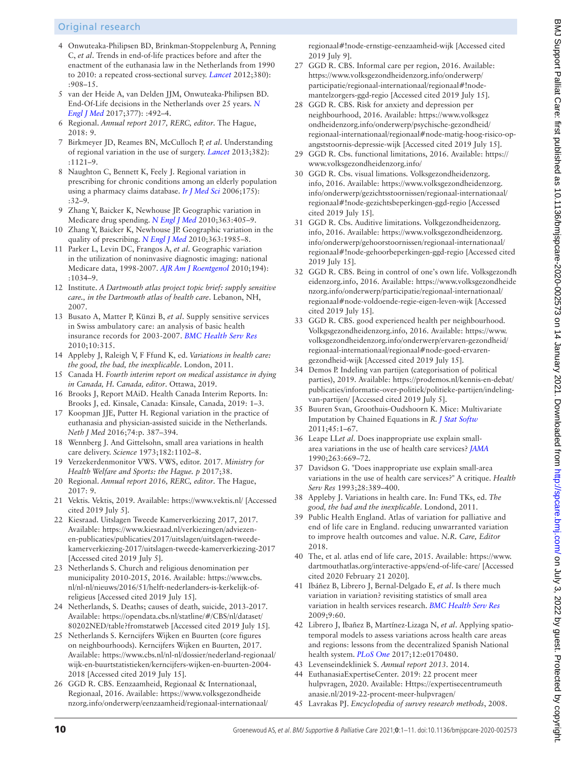4 Onwuteaka-Philipsen BD, Brinkman-Stoppelenburg A, Penning C, *et al*. Trends in end-of-life practices before and after the enactment of the euthanasia law in the Netherlands from 1990 to 2010: a repeated cross-sectional survey. *Lancet* 2012;380): :908–15.

5 van der Heide A, van Delden JJM, Onwuteaka-Philipsen BD. End-Of-Life decisions in the Netherlands over 25 years. *N Engl J Med* 2017;377): :492–4.

6 Regional. *Annual report 2017, RERC, editor*. The Hague, 2018: 9.

7 Birkmeyer JD, Reames BN, McCulloch P, *et al*. Understanding of regional variation in the use of surgery. *Lancet* 2013;382): :1121–9.

8 Naughton C, Bennett K, Feely J. Regional variation in prescribing for chronic conditions among an elderly population using a pharmacy claims database. *Ir J Med Sci* 2006;175): :32–9.

9 Zhang Y, Baicker K, Newhouse JP. Geographic variation in Medicare drug spending. *N Engl J Med* 2010;363:405–9.

10 Zhang Y, Baicker K, Newhouse JP. Geographic variation in the quality of prescribing. *N Engl J Med* 2010;363:1985–8.

11 Parker L, Levin DC, Frangos A, *et al*. Geographic variation in the utilization of noninvasive diagnostic imaging: national Medicare data, 1998-2007. *AJR Am J Roentgenol* 2010;194): :1034–9.

12 Institute. *A Dartmouth atlas project topic brief: supply sensitive care., in the Dartmouth atlas of health care*. Lebanon, NH, 2007.

13 Busato A, Matter P, Künzi B, *et al*. Supply sensitive services in Swiss ambulatory care: an analysis of basic health insurance records for 2003-2007. *BMC Health Serv Res* 2010;10:315.

14 Appleby J, Raleigh V, F Ffund K, ed. *Variations in health care: the good, the bad, the inexplicable*. London, 2011.

15 Canada H. *Fourth interim report on medical assistance in dying in Canada, H. Canada, editor*. Ottawa, 2019.

16 Brooks J, Report MAiD. Health Canada Interim Reports. In: Brooks J, ed. Kinsale, Canada: Kinsale, Canada, 2019: 1–3.

17 Koopman JJE, Putter H. Regional variation in the practice of euthanasia and physician-assisted suicide in the Netherlands. *Neth J Med* 2016;74:p. 387–394.

18 Wennberg J. And Gittelsohn, small area variations in health care delivery. *Science* 1973;182:1102–8.

19 Verzekerdenmonitor VWS. VWS, editor. 2017. *Ministry for Health Welfare and Sports: the Hague. p* 2017;38.

20 Regional. *Annual report 2016, RERC, editor*. The Hague, 2017: 9.

21 Vektis. Vektis, 2019. Available: https://www.vektis.nl/ [Accessed cited 2019 July 5].

22 Kiesraad. Uitslagen Tweede Kamerverkiezing 2017, 2017. Available: https://www.kiesraad.nl/verkiezingen/adviezen-en-publicaties/publicaties/2017/uitslagen/uitslagen-tweede-kamerverkiezing-2017/uitslagen-tweede-kamerverkiezing-2017 [Accessed cited 2019 July 5].

23 Netherlands S. Church and religious denomination per municipality 2010-2015, 2016. Available: https://www.cbs.nl/nl-nl/nieuws/2016/51/helft-nederlanders-is-kerkelijk-of-religieus [Accessed cited 2019 July 15].

24 Netherlands, S. Deaths; causes of death, suicide, 2013-2017. Available: https://opendata.cbs.nl/statline/#/CBS/nl/dataset/80202NED/table?fromstatweb [Accessed cited 2019 July 15].

25 Netherlands S. Kerncijfers Wijken en Buurten (core figures on neighbourhoods). Kerncijfers Wijken en Buurten, 2017. Available: https://www.cbs.nl/nl-nl/dossier/nederland-regionaal/wijk-en-buurtstatistieken/kerncijfers-wijken-en-buurten-2004-2018 [Accessed cited 2019 July 15].

26 GGD R. CBS. Eenzaamheid, Regionaal & Internationaal, Regionaal, 2016. Available: https://www.volksgezondheidenzorg.info/onderwerp/eenzaamheid/regionaal-internationaal/regionaal#!node-ernstige-eenzaamheid-wijk [Accessed cited 2019 July 9].

27 GGD R. CBS. Informal care per region, 2016. Available: https://www.volksgezondheidenzorg.info/onderwerp/participatie/regionaal-internationaal/regionaal#!node-mantelzorgers-ggd-regio [Accessed cited 2019 July 15].

28 GGD R. CBS. Risk for anxiety and depression per neighbourhood, 2016. Available: https://www.volksgezondheidenzorg.info/onderwerp/psychische-gezondheid/regionaal-internationaal/regionaal#node-matig-hoog-risico-op-angststoornis-depressie-wijk [Accessed cited 2019 July 15].

29 GGD R. Cbs. functional limitations, 2016. Available: https://www.volksgezondheidenzorg.info/

30 GGD R. Cbs. visual limations. Volksgezondheidenzorg.info, 2016. Available: https://www.volksgezondheidenzorg.info/onderwerp/gezichtsstoornissen/regionaal-internationaal/regionaal#!node-gezichtsbeperkingen-ggd-regio [Accessed cited 2019 July 15].

31 GGD R. Cbs. Auditive limitations. Volkgezondheidenzorg.info, 2016. Available: https://www.volksgezondheidenzorg.info/onderwerp/gehoorstoornissen/regionaal-internationaal/regionaal#!node-gehoorbeperkingen-ggd-regio [Accessed cited 2019 July 15].

32 GGD R. CBS. Being in control of one's own life. Volksgezondheidenzorg.info, 2016. Available: https://www.volksgezondheidenzorg.info/onderwerp/participatie/regionaal-internationaal/regionaal#node-voldoende-regie-eigen-leven-wijk [Accessed cited 2019 July 15].

33 GGD R. CBS. good experienced health per neighbourhood. Volkgsgezondheidenzorg.info, 2016. Available: https://www.volksgezondheidenzorg.info/onderwerp/ervaren-gezondheid/regionaal-internationaal/regionaal#node-goed-ervaren-gezondheid-wijk [Accessed cited 2019 July 15].

34 Demos P. Indeling van partijen (categorisation of political parties), 2019. Available: https://prodemos.nl/kennis-en-debat/publicaties/informatie-over-politiek/politieke-partijen/indeling-van-partijen/ [Accessed cited 2019 July 5].

35 Buuren Svan, Groothuis-Oudshoorn K. Mice: Multivariate Imputation by Chained Equations in *R*. *J Stat Softw* 2011;45:1–67.

36 Leape LL*et al*. Does inappropriate use explain small-area variations in the use of health care services? *JAMA* 1990;263:669–72.

37 Davidson G. "Does inappropriate use explain small-area variations in the use of health care services?" A critique. *Health Serv Res* 1993;28:389–400.

38 Appleby J. Variations in health care. In: Fund TKs, ed. *The good, the bad and the inexplicable*. Londond, 2011.

39 Public Health England. Atlas of variation for palliative and end of life care in England. reducing unwarranted variation to improve health outcomes and value. *N.R. Care, Editor* 2018.

40 The, et al. atlas end of life care, 2015. Available: https://www.dartmouthatlas.org/interactive-apps/end-of-life-care/ [Accessed cited 2020 February 21 2020].

41 Ibáñez B, Librero J, Bernal-Delgado E, *et al*. Is there much variation in variation? revisiting statistics of small area variation in health services research. *BMC Health Serv Res* 2009;9:60.

42 Librero J, Ibañez B, Martínez-Lizaga N, *et al*. Applying spatio-temporal models to assess variations across health care areas and regions: lessons from the decentralized Spanish National health system. *PLoS One* 2017;12:e0170480.

43 Levenseindekliniek S. *Annual report 2013*. 2014.

44 EuthanasiaExpertiseCenter. 2019: 22 procent meer hulpvragen, 2020. Available: Https://expertisecentrumeuthanasie.nl/2019-22-procent-meer-hulpvragen/

45 Lavrakas PJ. *Encyclopedia of survey research methods*, 2008.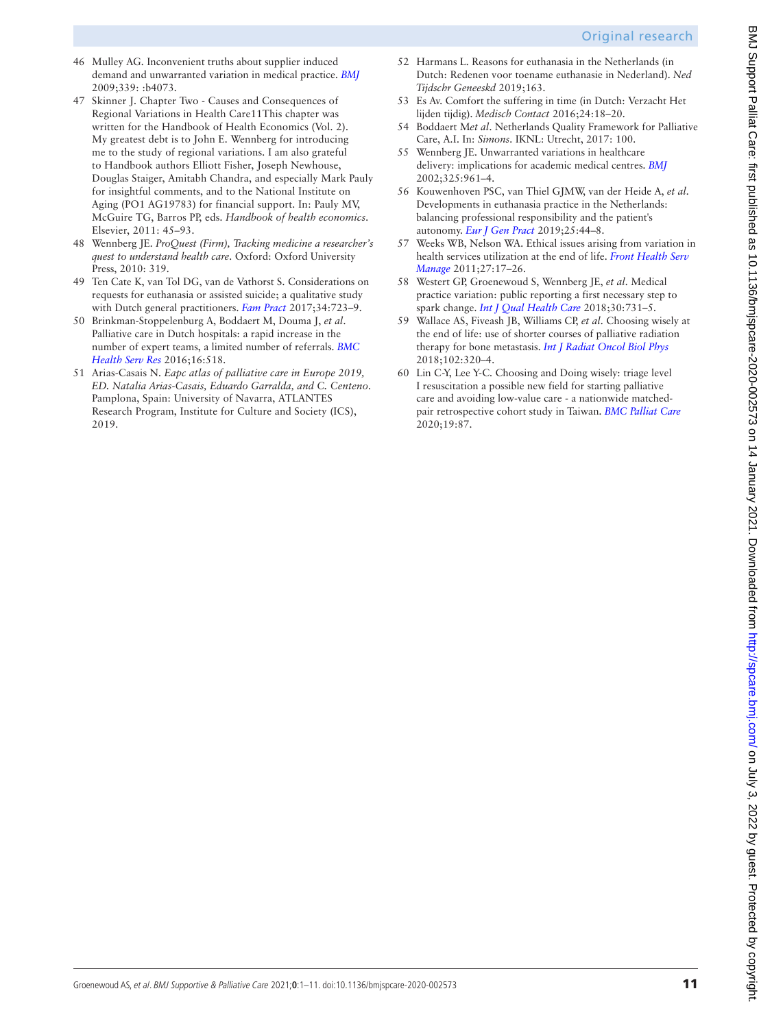46 Mulley AG. Inconvenient truths about supplier induced demand and unwarranted variation in medical practice. *BMJ* 2009;339: :b4073.

47 Skinner J. Chapter Two - Causes and Consequences of Regional Variations in Health Care11This chapter was written for the Handbook of Health Economics (Vol. 2). My greatest debt is to John E. Wennberg for introducing me to the study of regional variations. I am also grateful to Handbook authors Elliott Fisher, Joseph Newhouse, Douglas Staiger, Amitabh Chandra, and especially Mark Pauly for insightful comments, and to the National Institute on Aging (PO1 AG19783) for financial support. In: Pauly MV, McGuire TG, Barros PP, eds. *Handbook of health economics*. Elsevier, 2011: 45–93.

48 Wennberg JE. *ProQuest (Firm), Tracking medicine a researcher's quest to understand health care*. Oxford: Oxford University Press, 2010: 319.

49 Ten Cate K, van Tol DG, van de Vathorst S. Considerations on requests for euthanasia or assisted suicide; a qualitative study with Dutch general practitioners. *Fam Pract* 2017;34:723–9.

50 Brinkman-Stoppelenburg A, Boddaert M, Douma J, *et al*. Palliative care in Dutch hospitals: a rapid increase in the number of expert teams, a limited number of referrals. *BMC Health Serv Res* 2016;16:518.

51 Arias-Casais N. *Eapc atlas of palliative care in Europe 2019, ED. Natalia Arias-Casais, Eduardo Garralda, and C. Centeno*. Pamplona, Spain: University of Navarra, ATLANTES Research Program, Institute for Culture and Society (ICS), 2019.

52 Harmans L. Reasons for euthanasia in the Netherlands (in Dutch: Redenen voor toename euthanasie in Nederland). *Ned Tijdschr Geneeskd* 2019;163.

53 Es Av. Comfort the suffering in time (in Dutch: Verzacht Het lijden tijdig). *Medisch Contact* 2016;24:18–20.

54 Boddaert M*et al*. Netherlands Quality Framework for Palliative Care, A.I. In: *Simons*. IKNL: Utrecht, 2017: 100.

55 Wennberg JE. Unwarranted variations in healthcare delivery: implications for academic medical centres. *BMJ* 2002;325:961–4.

56 Kouwenhoven PSC, van Thiel GJMW, van der Heide A, *et al*. Developments in euthanasia practice in the Netherlands: balancing professional responsibility and the patient's autonomy. *Eur J Gen Pract* 2019;25:44–8.

57 Weeks WB, Nelson WA. Ethical issues arising from variation in health services utilization at the end of life. *Front Health Serv Manage* 2011;27:17–26.

58 Westert GP, Groenewoud S, Wennberg JE, *et al*. Medical practice variation: public reporting a first necessary step to spark change. *Int J Qual Health Care* 2018;30:731–5.

59 Wallace AS, Fiveash JB, Williams CP, *et al*. Choosing wisely at the end of life: use of shorter courses of palliative radiation therapy for bone metastasis. *Int J Radiat Oncol Biol Phys* 2018;102:320–4.

60 Lin C-Y, Lee Y-C. Choosing and Doing wisely: triage level I resuscitation a possible new field for starting palliative care and avoiding low-value care - a nationwide matched-pair retrospective cohort study in Taiwan. *BMC Palliat Care* 2020;19:87.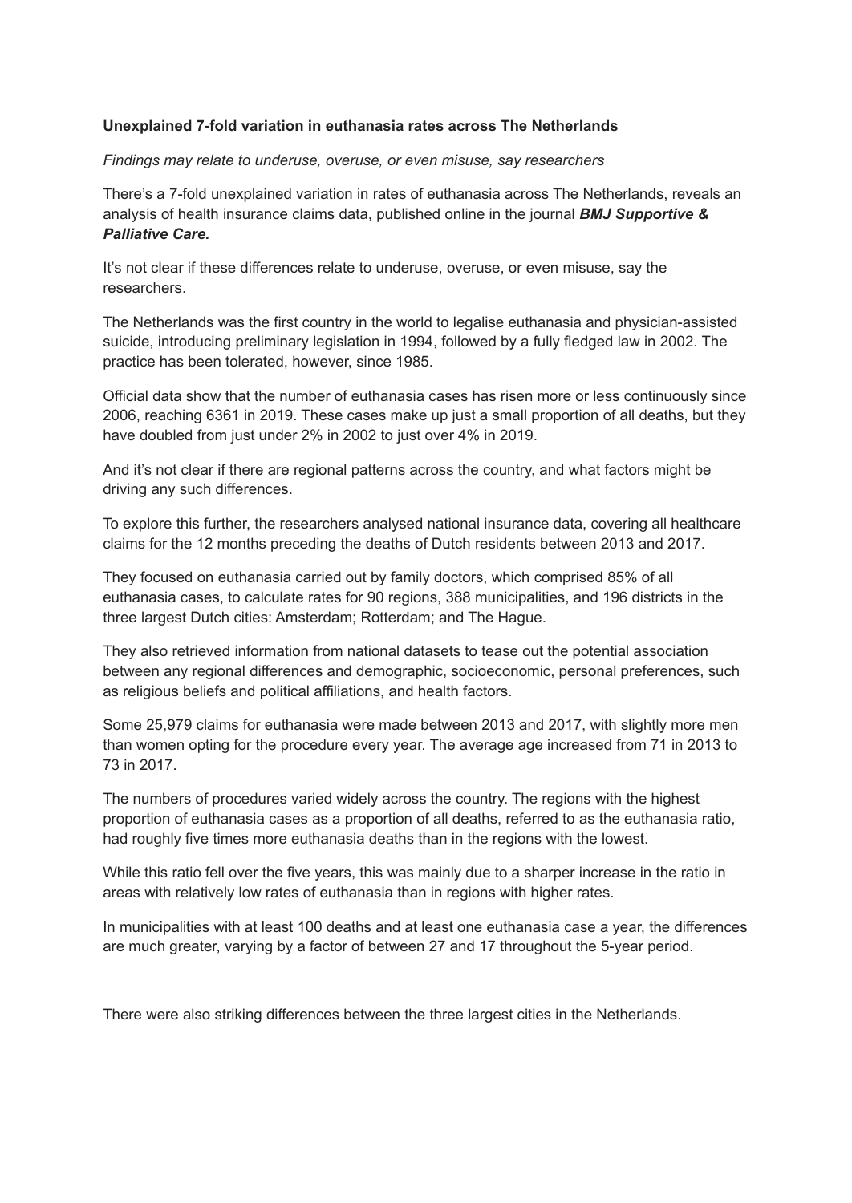**Unexplained 7-fold variation in euthanasia rates across The Netherlands**

*Findings may relate to underuse, overuse, or even misuse, say researchers*

There's a 7-fold unexplained variation in rates of euthanasia across The Netherlands, reveals an analysis of health insurance claims data, published online in the journal ***BMJ Supportive & Palliative Care.***

It's not clear if these differences relate to underuse, overuse, or even misuse, say the researchers.

The Netherlands was the first country in the world to legalise euthanasia and physician-assisted suicide, introducing preliminary legislation in 1994, followed by a fully fledged law in 2002. The practice has been tolerated, however, since 1985.

Official data show that the number of euthanasia cases has risen more or less continuously since 2006, reaching 6361 in 2019. These cases make up just a small proportion of all deaths, but they have doubled from just under 2% in 2002 to just over 4% in 2019.

And it's not clear if there are regional patterns across the country, and what factors might be driving any such differences.

To explore this further, the researchers analysed national insurance data, covering all healthcare claims for the 12 months preceding the deaths of Dutch residents between 2013 and 2017.

They focused on euthanasia carried out by family doctors, which comprised 85% of all euthanasia cases, to calculate rates for 90 regions, 388 municipalities, and 196 districts in the three largest Dutch cities: Amsterdam; Rotterdam; and The Hague.

They also retrieved information from national datasets to tease out the potential association between any regional differences and demographic, socioeconomic, personal preferences, such as religious beliefs and political affiliations, and health factors.

Some 25,979 claims for euthanasia were made between 2013 and 2017, with slightly more men than women opting for the procedure every year. The average age increased from 71 in 2013 to 73 in 2017.

The numbers of procedures varied widely across the country. The regions with the highest proportion of euthanasia cases as a proportion of all deaths, referred to as the euthanasia ratio, had roughly five times more euthanasia deaths than in the regions with the lowest.

While this ratio fell over the five years, this was mainly due to a sharper increase in the ratio in areas with relatively low rates of euthanasia than in regions with higher rates.

In municipalities with at least 100 deaths and at least one euthanasia case a year, the differences are much greater, varying by a factor of between 27 and 17 throughout the 5-year period.

There were also striking differences between the three largest cities in the Netherlands.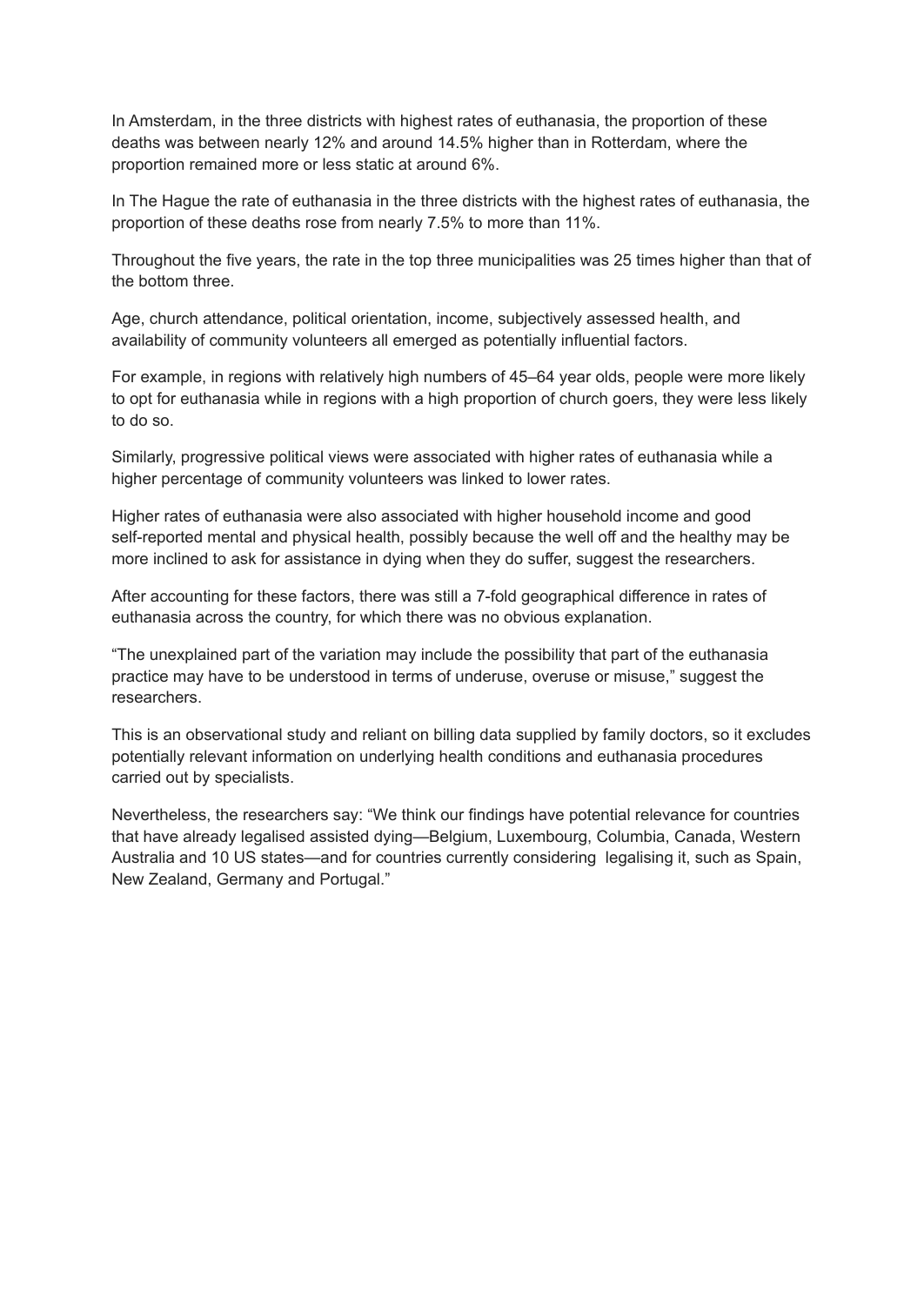In Amsterdam, in the three districts with highest rates of euthanasia, the proportion of these deaths was between nearly 12% and around 14.5% higher than in Rotterdam, where the proportion remained more or less static at around 6%.

In The Hague the rate of euthanasia in the three districts with the highest rates of euthanasia, the proportion of these deaths rose from nearly 7.5% to more than 11%.

Throughout the five years, the rate in the top three municipalities was 25 times higher than that of the bottom three.

Age, church attendance, political orientation, income, subjectively assessed health, and availability of community volunteers all emerged as potentially influential factors.

For example, in regions with relatively high numbers of 45–64 year olds, people were more likely to opt for euthanasia while in regions with a high proportion of church goers, they were less likely to do so.

Similarly, progressive political views were associated with higher rates of euthanasia while a higher percentage of community volunteers was linked to lower rates.

Higher rates of euthanasia were also associated with higher household income and good self-reported mental and physical health, possibly because the well off and the healthy may be more inclined to ask for assistance in dying when they do suffer, suggest the researchers.

After accounting for these factors, there was still a 7-fold geographical difference in rates of euthanasia across the country, for which there was no obvious explanation.

"The unexplained part of the variation may include the possibility that part of the euthanasia practice may have to be understood in terms of underuse, overuse or misuse," suggest the researchers.

This is an observational study and reliant on billing data supplied by family doctors, so it excludes potentially relevant information on underlying health conditions and euthanasia procedures carried out by specialists.

Nevertheless, the researchers say: "We think our findings have potential relevance for countries that have already legalised assisted dying—Belgium, Luxembourg, Columbia, Canada, Western Australia and 10 US states—and for countries currently considering legalising it, such as Spain, New Zealand, Germany and Portugal."